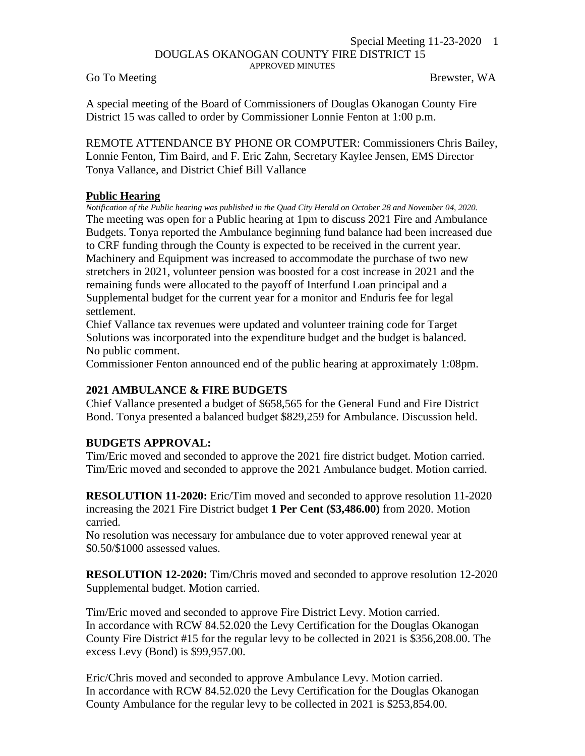DOUGLAS OKANOGAN COUNTY FIRE DISTRICT 15

APPROVED MINUTES

Go To Meeting Brewster, WA

A special meeting of the Board of Commissioners of Douglas Okanogan County Fire District 15 was called to order by Commissioner Lonnie Fenton at 1:00 p.m.

REMOTE ATTENDANCE BY PHONE OR COMPUTER: Commissioners Chris Bailey, Lonnie Fenton, Tim Baird, and F. Eric Zahn, Secretary Kaylee Jensen, EMS Director Tonya Vallance, and District Chief Bill Vallance

## Public Hearing

*Notification of the Public hearing was published in the Quad City Herald on October 28 and November 04, 2020.*

The meeting was open for a Public hearing at 1pm to discuss 2021 Fire and Ambulance Budgets. Tonya reported the Ambulance beginning fund balance had been increased due to CRF funding through the County is expected to be received in the current year. Machinery and Equipment was increased to accommodate the purchase of two new stretchers in 2021, volunteer pension was boosted for a cost increase in 2021 and the remaining funds were allocated to the payoff of Interfund Loan principal and a Supplemental budget for the current year for a monitor and Enduris fee for legal settlement.

Chief Vallance tax revenues were updated and volunteer training code for Target Solutions was incorporated into the expenditure budget and the budget is balanced.

No public comment.

Commissioner Fenton announced end of the public hearing at approximately 1:08pm.

## 2021 AMBULANCE & FIRE BUDGETS

Chief Vallance presented a budget of $658,565 for the General Fund and Fire District Bond. Tonya presented a balanced budget $829,259 for Ambulance. Discussion held.

## BUDGETS APPROVAL:

Tim/Eric moved and seconded to approve the 2021 fire district budget. Motion carried.
Tim/Eric moved and seconded to approve the 2021 Ambulance budget. Motion carried.

**RESOLUTION 11-2020:** Eric/Tim moved and seconded to approve resolution 11-2020 increasing the 2021 Fire District budget **1 Per Cent ($3,486.00)** from 2020. Motion carried.

No resolution was necessary for ambulance due to voter approved renewal year at $0.50/$1000 assessed values.

**RESOLUTION 12-2020:** Tim/Chris moved and seconded to approve resolution 12-2020 Supplemental budget. Motion carried.

Tim/Eric moved and seconded to approve Fire District Levy. Motion carried.
In accordance with RCW 84.52.020 the Levy Certification for the Douglas Okanogan County Fire District #15 for the regular levy to be collected in 2021 is $356,208.00. The excess Levy (Bond) is $99,957.00.

Eric/Chris moved and seconded to approve Ambulance Levy. Motion carried.
In accordance with RCW 84.52.020 the Levy Certification for the Douglas Okanogan County Ambulance for the regular levy to be collected in 2021 is $253,854.00.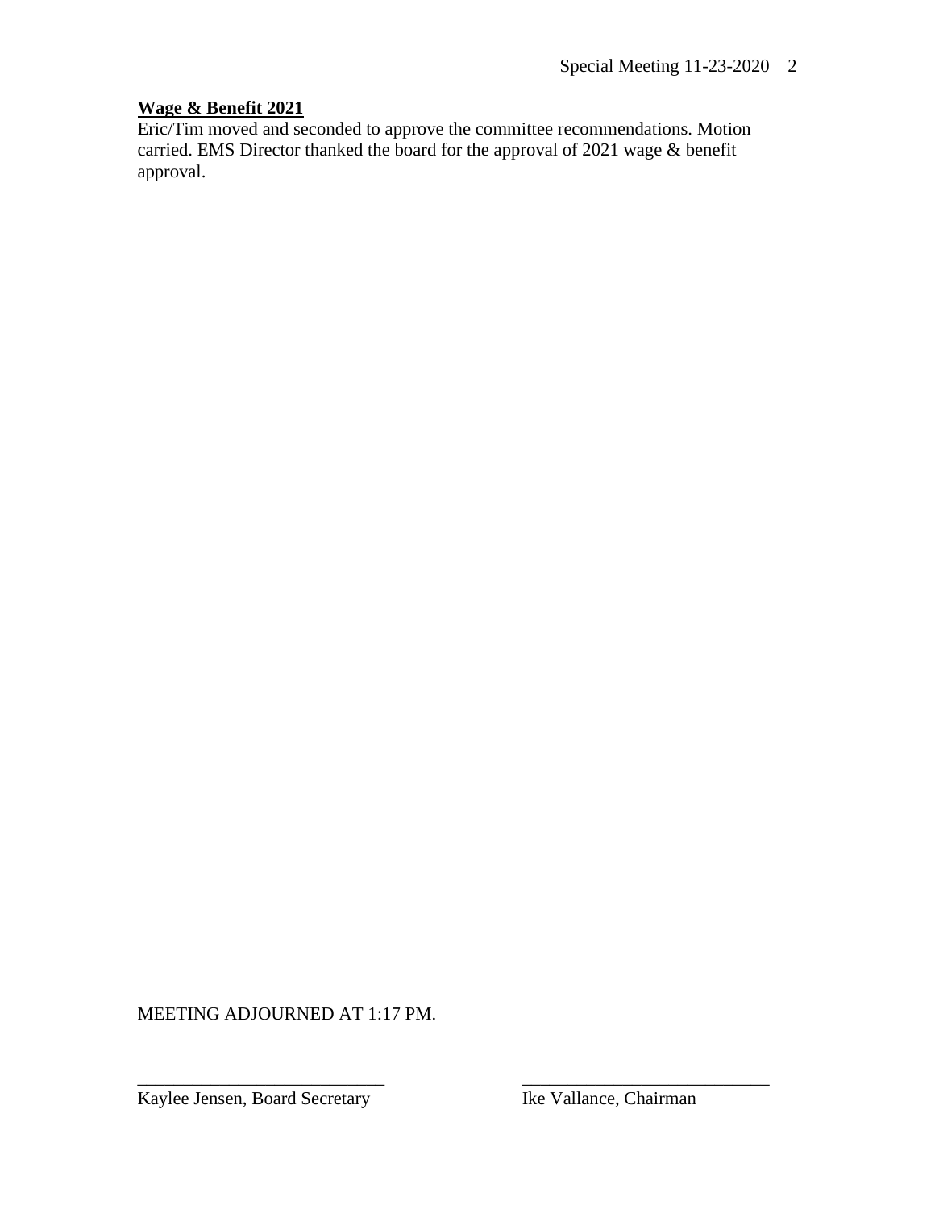**Wage & Benefit 2021**

Eric/Tim moved and seconded to approve the committee recommendations. Motion carried. EMS Director thanked the board for the approval of 2021 wage & benefit approval.

MEETING ADJOURNED AT 1:17 PM.

___________________________ ___________________________

Kaylee Jensen, Board Secretary Ike Vallance, Chairman